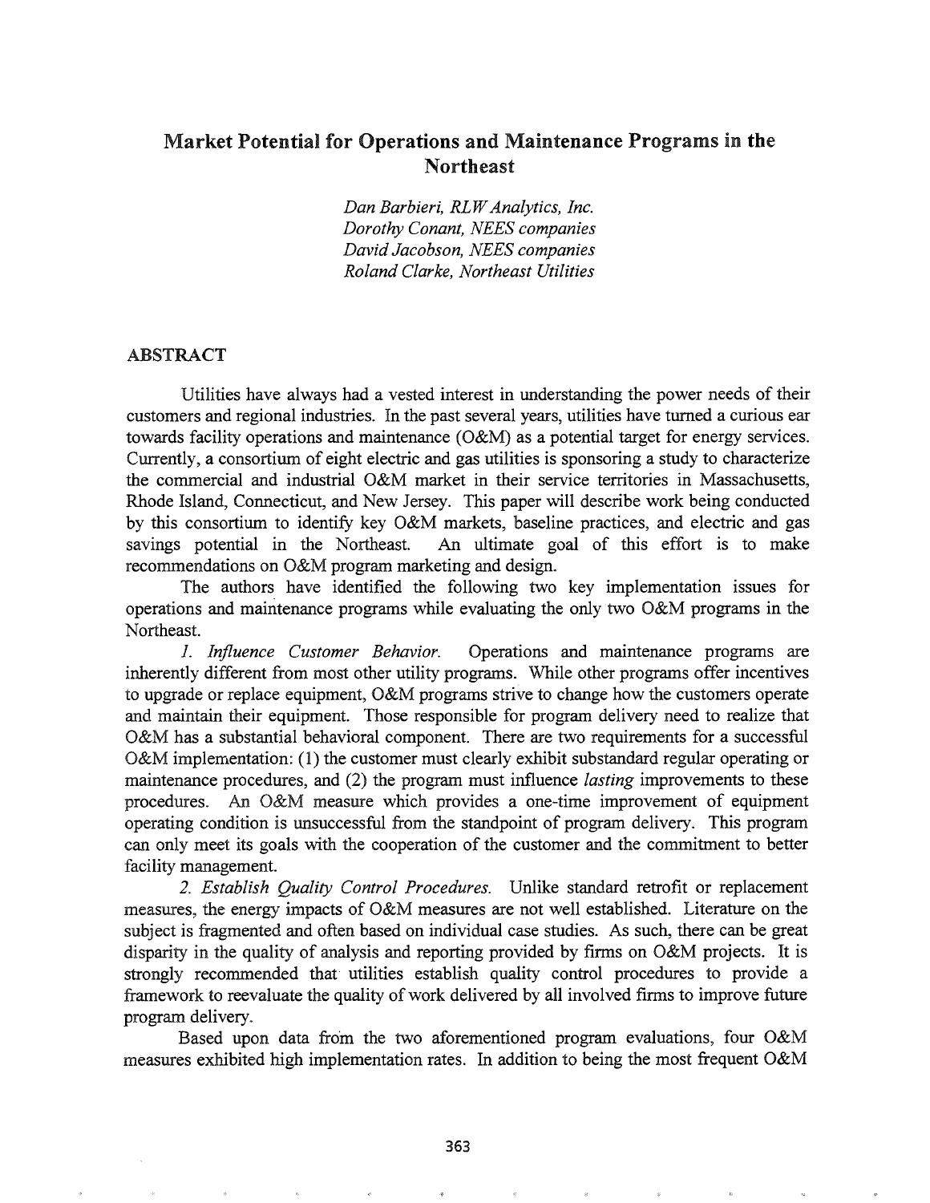# Market Potential for Operations and Maintenance Programs in the Northeast

*Dan Barbieri, RLW Analytics, Inc.*
*Dorothy Conant, NEES companies*
*David Jacobson, NEES companies*
*Roland Clarke, Northeast Utilities*

## ABSTRACT

Utilities have always had a vested interest in understanding the power needs of their customers and regional industries. In the past several years, utilities have turned a curious ear towards facility operations and maintenance (O&M) as a potential target for energy services. Currently, a consortium of eight electric and gas utilities is sponsoring a study to characterize the commercial and industrial O&M market in their service territories in Massachusetts, Rhode Island, Connecticut, and New Jersey. This paper will describe work being conducted by this consortium to identify key O&M markets, baseline practices, and electric and gas savings potential in the Northeast. An ultimate goal of this effort is to make recommendations on O&M program marketing and design.

The authors have identified the following two key implementation issues for operations and maintenance programs while evaluating the only two O&M programs in the Northeast.

*1. Influence Customer Behavior.* Operations and maintenance programs are inherently different from most other utility programs. While other programs offer incentives to upgrade or replace equipment, O&M programs strive to change how the customers operate and maintain their equipment. Those responsible for program delivery need to realize that O&M has a substantial behavioral component. There are two requirements for a successful O&M implementation: (1) the customer must clearly exhibit substandard regular operating or maintenance procedures, and (2) the program must influence *lasting* improvements to these procedures. An O&M measure which provides a one-time improvement of equipment operating condition is unsuccessful from the standpoint of program delivery. This program can only meet its goals with the cooperation of the customer and the commitment to better facility management.

*2. Establish Quality Control Procedures.* Unlike standard retrofit or replacement measures, the energy impacts of O&M measures are not well established. Literature on the subject is fragmented and often based on individual case studies. As such, there can be great disparity in the quality of analysis and reporting provided by firms on O&M projects. It is strongly recommended that utilities establish quality control procedures to provide a framework to reevaluate the quality of work delivered by all involved firms to improve future program delivery.

Based upon data from the two aforementioned program evaluations, four O&M measures exhibited high implementation rates. In addition to being the most frequent O&M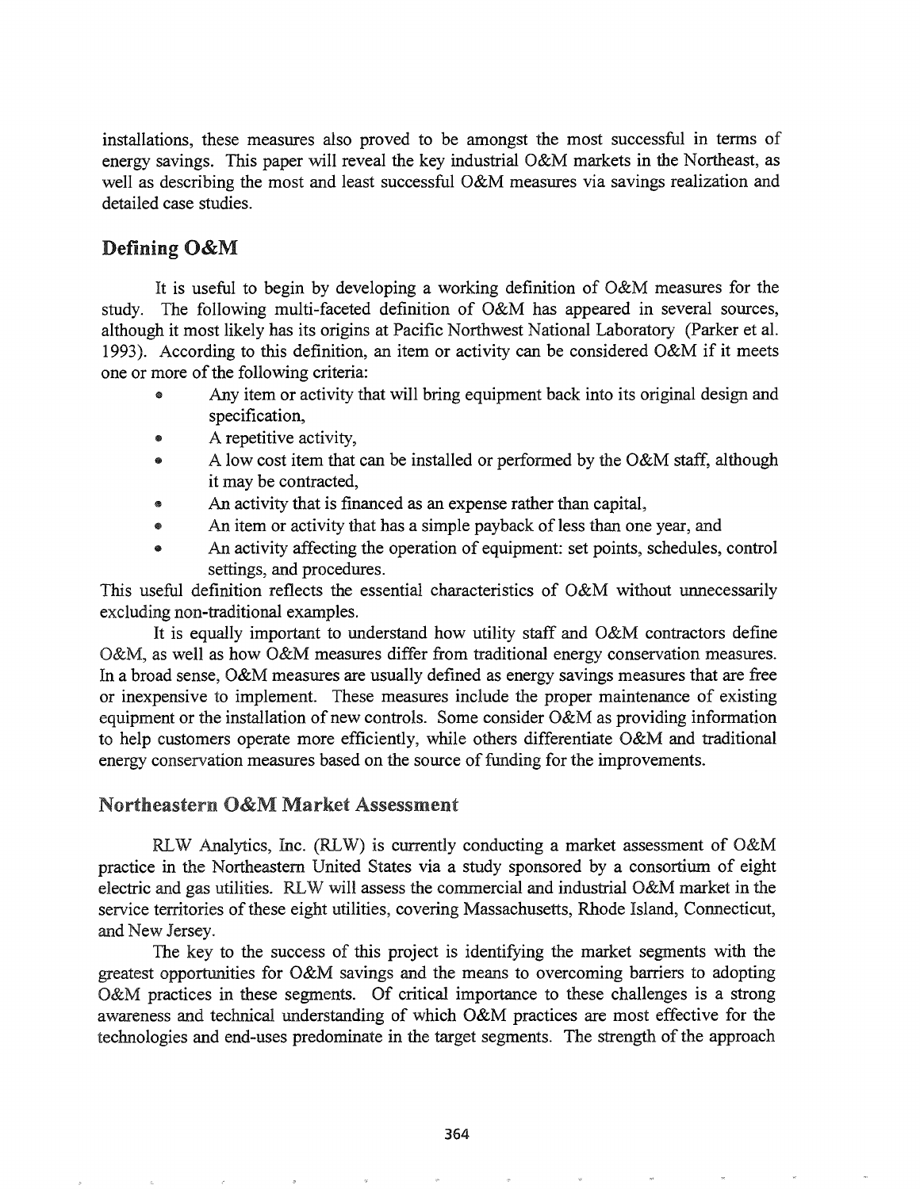installations, these measures also proved to be amongst the most successful in terms of energy savings. This paper will reveal the key industrial O&M markets in the Northeast, as well as describing the most and least successful O&M measures via savings realization and detailed case studies.

## Defining O&M

It is useful to begin by developing a working definition of O&M measures for the study. The following multi-faceted definition of O&M has appeared in several sources, although it most likely has its origins at Pacific Northwest National Laboratory (Parker et al. 1993). According to this definition, an item or activity can be considered O&M if it meets one or more of the following criteria:

- Any item or activity that will bring equipment back into its original design and specification,
- A repetitive activity,
- A low cost item that can be installed or performed by the O&M staff, although it may be contracted,
- An activity that is financed as an expense rather than capital,
- An item or activity that has a simple payback of less than one year, and
- An activity affecting the operation of equipment: set points, schedules, control settings, and procedures.

This useful definition reflects the essential characteristics of O&M without unnecessarily excluding non-traditional examples.

It is equally important to understand how utility staff and O&M contractors define O&M, as well as how O&M measures differ from traditional energy conservation measures. In a broad sense, O&M measures are usually defined as energy savings measures that are free or inexpensive to implement. These measures include the proper maintenance of existing equipment or the installation of new controls. Some consider O&M as providing information to help customers operate more efficiently, while others differentiate O&M and traditional energy conservation measures based on the source of funding for the improvements.

## Northeastern O&M Market Assessment

RLW Analytics, Inc. (RLW) is currently conducting a market assessment of O&M practice in the Northeastern United States via a study sponsored by a consortium of eight electric and gas utilities. RLW will assess the commercial and industrial O&M market in the service territories of these eight utilities, covering Massachusetts, Rhode Island, Connecticut, and New Jersey.

The key to the success of this project is identifying the market segments with the greatest opportunities for O&M savings and the means to overcoming barriers to adopting O&M practices in these segments. Of critical importance to these challenges is a strong awareness and technical understanding of which O&M practices are most effective for the technologies and end-uses predominate in the target segments. The strength of the approach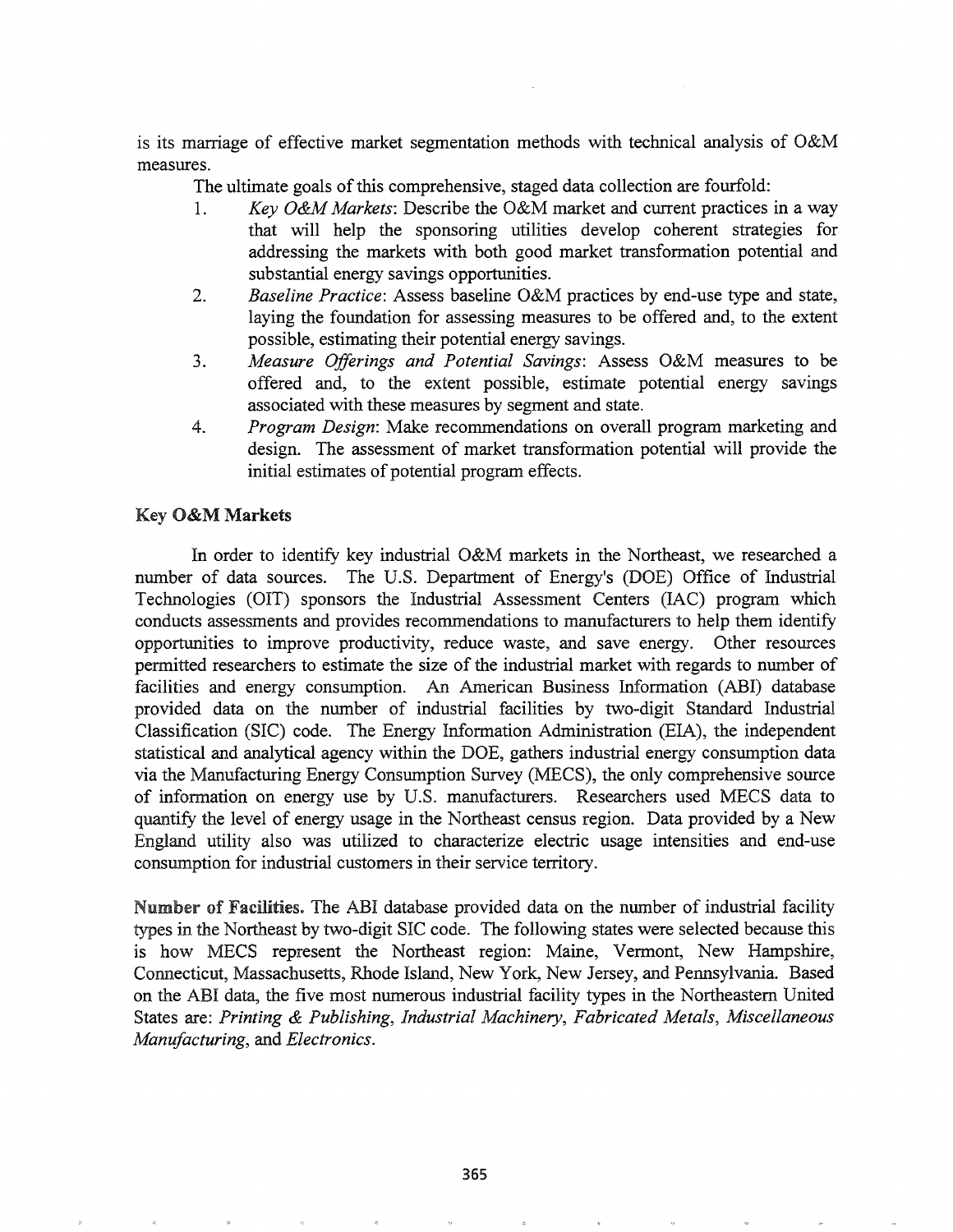is its marriage of effective market segmentation methods with technical analysis of O&M measures.

The ultimate goals of this comprehensive, staged data collection are fourfold:

1. *Key O&M Markets*: Describe the O&M market and current practices in a way that will help the sponsoring utilities develop coherent strategies for addressing the markets with both good market transformation potential and substantial energy savings opportunities.
2. *Baseline Practice*: Assess baseline O&M practices by end-use type and state, laying the foundation for assessing measures to be offered and, to the extent possible, estimating their potential energy savings.
3. *Measure Offerings and Potential Savings*: Assess O&M measures to be offered and, to the extent possible, estimate potential energy savings associated with these measures by segment and state.
4. *Program Design*: Make recommendations on overall program marketing and design. The assessment of market transformation potential will provide the initial estimates of potential program effects.

## Key O&M Markets

In order to identify key industrial O&M markets in the Northeast, we researched a number of data sources. The U.S. Department of Energy's (DOE) Office of Industrial Technologies (OIT) sponsors the Industrial Assessment Centers (IAC) program which conducts assessments and provides recommendations to manufacturers to help them identify opportunities to improve productivity, reduce waste, and save energy. Other resources permitted researchers to estimate the size of the industrial market with regards to number of facilities and energy consumption. An American Business Information (ABI) database provided data on the number of industrial facilities by two-digit Standard Industrial Classification (SIC) code. The Energy Information Administration (EIA), the independent statistical and analytical agency within the DOE, gathers industrial energy consumption data via the Manufacturing Energy Consumption Survey (MECS), the only comprehensive source of information on energy use by U.S. manufacturers. Researchers used MECS data to quantify the level of energy usage in the Northeast census region. Data provided by a New England utility also was utilized to characterize electric usage intensities and end-use consumption for industrial customers in their service territory.

**Number of Facilities.** The ABI database provided data on the number of industrial facility types in the Northeast by two-digit SIC code. The following states were selected because this is how MECS represent the Northeast region: Maine, Vermont, New Hampshire, Connecticut, Massachusetts, Rhode Island, New York, New Jersey, and Pennsylvania. Based on the ABI data, the five most numerous industrial facility types in the Northeastern United States are: *Printing & Publishing*, *Industrial Machinery*, *Fabricated Metals*, *Miscellaneous Manufacturing*, and *Electronics*.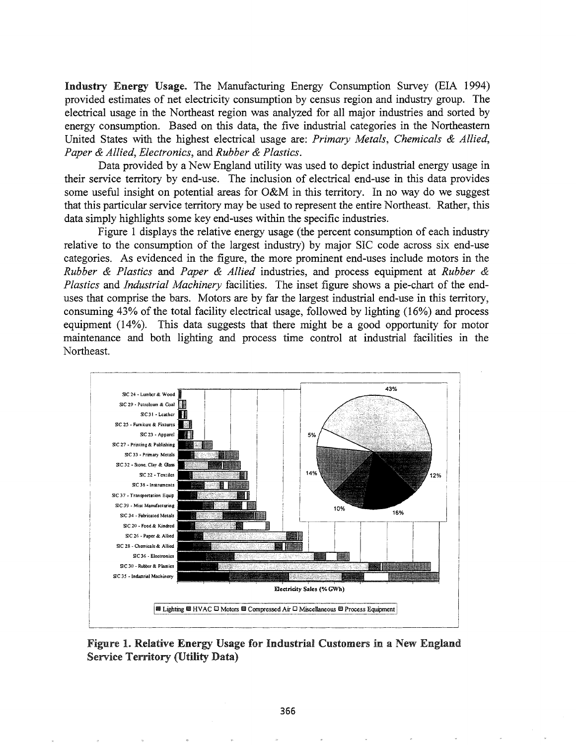**Industry Energy Usage.** The Manufacturing Energy Consumption Survey (EIA 1994) provided estimates of net electricity consumption by census region and industry group. The electrical usage in the Northeast region was analyzed for all major industries and sorted by energy consumption. Based on this data, the five industrial categories in the Northeastern United States with the highest electrical usage are: *Primary Metals*, *Chemicals & Allied*, *Paper & Allied*, *Electronics*, and *Rubber & Plastics*.

Data provided by a New England utility was used to depict industrial energy usage in their service territory by end-use. The inclusion of electrical end-use in this data provides some useful insight on potential areas for O&M in this territory. In no way do we suggest that this particular service territory may be used to represent the entire Northeast. Rather, this data simply highlights some key end-uses within the specific industries.

Figure 1 displays the relative energy usage (the percent consumption of each industry relative to the consumption of the largest industry) by major SIC code across six end-use categories. As evidenced in the figure, the more prominent end-uses include motors in the *Rubber & Plastics* and *Paper & Allied* industries, and process equipment at *Rubber & Plastics* and *Industrial Machinery* facilities. The inset figure shows a pie-chart of the end-uses that comprise the bars. Motors are by far the largest industrial end-use in this territory, consuming 43% of the total facility electrical usage, followed by lighting (16%) and process equipment (14%). This data suggests that there might be a good opportunity for motor maintenance and both lighting and process time control at industrial facilities in the Northeast.

SIC 24 - Lumber & Wood
SIC 29 - Petroleum & Coal
SIC 31 - Leather
SIC 25 - Furniture & Fixtures
SIC 23 - Apparel
SIC 27 - Printing & Publishing
SIC 33 - Primary Metals
SIC 32 - Stone, Clay & Glass
SIC 22 - Textiles
SIC 38 - Instruments
SIC 37 - Transportation Equip
SIC 39 - Misc Manufacturing
SIC 34 - Fabricated Metals
SIC 20 - Food & Kindred
SIC 26 - Paper & Allied
SIC 28 - Chemicals & Allied
SIC 36 - Electronics
SIC 30 - Rubber & Plastics
SIC 35 - Industrial Machinery

43%
5%
14%
12%
10%
16%

Electricity Sales (% GWh)

Lighting HVAC Motors Compressed Air Miscellaneous Process Equipment

**Figure 1. Relative Energy Usage for Industrial Customers in a New England Service Territory (Utility Data)**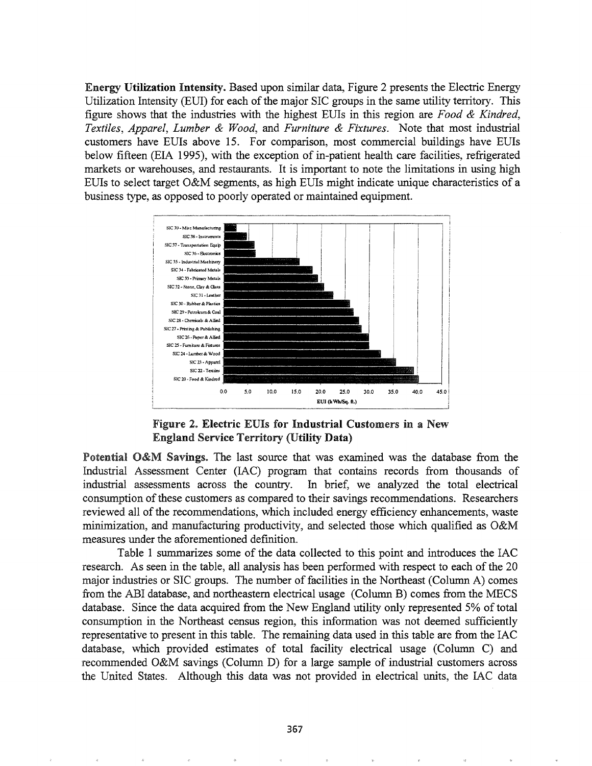**Energy Utilization Intensity.** Based upon similar data, Figure 2 presents the Electric Energy Utilization Intensity (EUI) for each of the major SIC groups in the same utility territory. This figure shows that the industries with the highest EUIs in this region are *Food & Kindred*, *Textiles*, *Apparel*, *Lumber & Wood*, and *Furniture & Fixtures*. Note that most industrial customers have EUIs above 15. For comparison, most commercial buildings have EUIs below fifteen (EIA 1995), with the exception of in-patient health care facilities, refrigerated markets or warehouses, and restaurants. It is important to note the limitations in using high EUIs to select target O&M segments, as high EUIs might indicate unique characteristics of a business type, as opposed to poorly operated or maintained equipment.

SIC 39 - Misc Manufacturing
SIC 38 - Instruments
SIC 37 - Transportation Equip
SIC 36 - Electronics
SIC 35 - Industrial Machinery
SIC 34 - Fabricated Metals
SIC 33 - Primary Metals
SIC 32 - Stone, Clay & Glass
SIC 31 - Leather
SIC 30 - Rubber & Plastics
SIC 29 - Petroleum & Coal
SIC 28 - Chemicals & Allied
SIC 27 - Printing & Publishing
SIC 26 - Paper & Allied
SIC 25 - Furniture & Fixtures
SIC 24 - Lumber & Wood
SIC 23 - Apparel
SIC 22 - Textiles
SIC 20 - Food & Kindred

0.0 5.0 10.0 15.0 20.0 25.0 30.0 35.0 40.0 45.0

EUI (kWh/Sq. ft.)

**Figure 2. Electric EUIs for Industrial Customers in a New England Service Territory (Utility Data)**

**Potential O&M Savings.** The last source that was examined was the database from the Industrial Assessment Center (IAC) program that contains records from thousands of industrial assessments across the country. In brief, we analyzed the total electrical consumption of these customers as compared to their savings recommendations. Researchers reviewed all of the recommendations, which included energy efficiency enhancements, waste minimization, and manufacturing productivity, and selected those which qualified as O&M measures under the aforementioned definition.

Table 1 summarizes some of the data collected to this point and introduces the IAC research. As seen in the table, all analysis has been performed with respect to each of the 20 major industries or SIC groups. The number of facilities in the Northeast (Column A) comes from the ABI database, and northeastern electrical usage (Column B) comes from the MECS database. Since the data acquired from the New England utility only represented 5% of total consumption in the Northeast census region, this information was not deemed sufficiently representative to present in this table. The remaining data used in this table are from the IAC database, which provided estimates of total facility electrical usage (Column C) and recommended O&M savings (Column D) for a large sample of industrial customers across the United States. Although this data was not provided in electrical units, the IAC data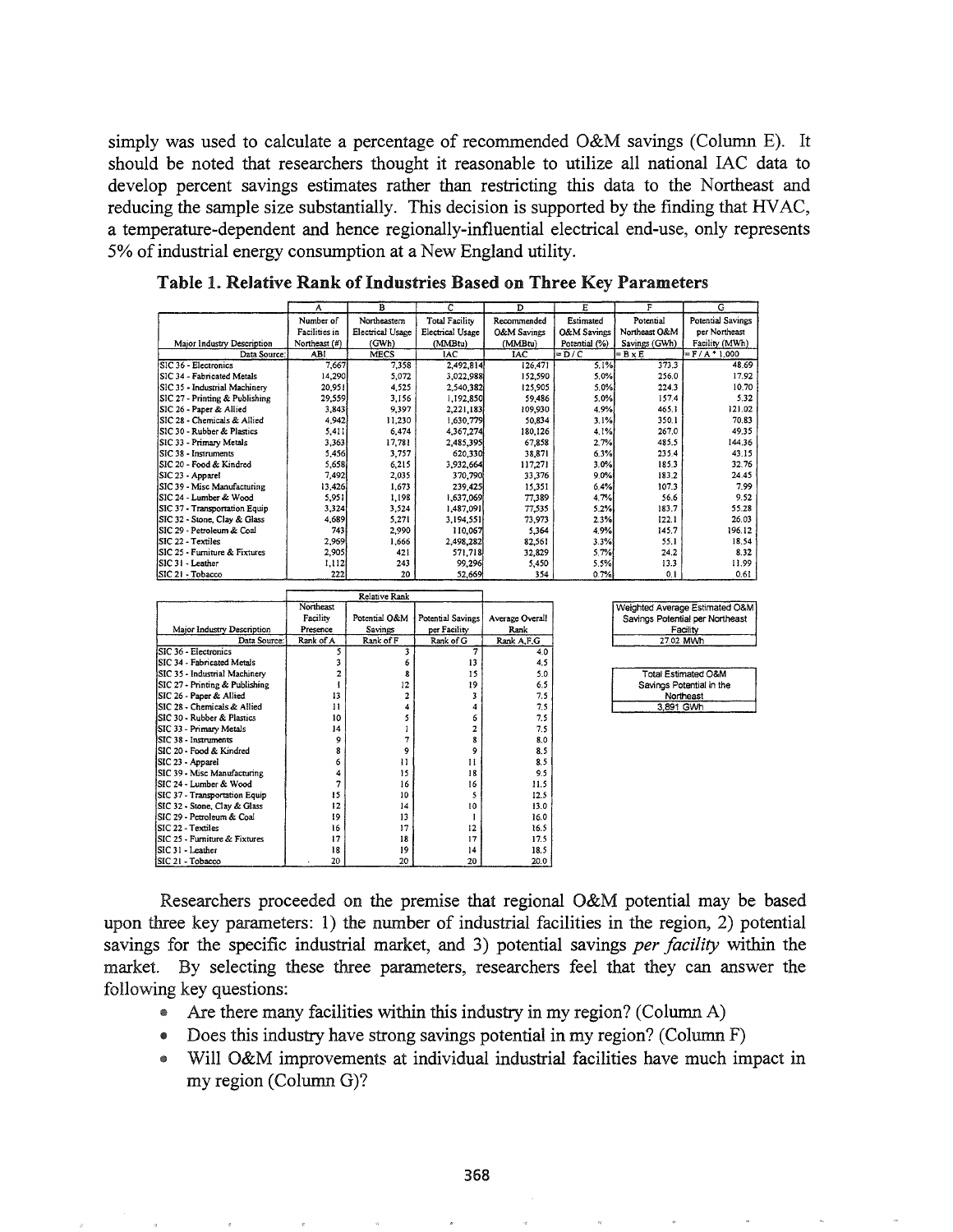simply was used to calculate a percentage of recommended O&M savings (Column E). It should be noted that researchers thought it reasonable to utilize all national IAC data to develop percent savings estimates rather than restricting this data to the Northeast and reducing the sample size substantially. This decision is supported by the finding that HVAC, a temperature-dependent and hence regionally-influential electrical end-use, only represents 5% of industrial energy consumption at a New England utility.

**Table 1. Relative Rank of Industries Based on Three Key Parameters**

| | A | B | C | D | E | F | G |
|---|---|---|---|---|---|---|---|
| Major Industry Description | Number of Facilities in Northeast (#) | Northeastern Electrical Usage (GWh) | Total Facility Electrical Usage (MMBtu) | Recommended O&M Savings (MMBtu) | Estimated O&M Savings Potential (%) | Potential Northeast O&M Savings (GWh) | Potential Savings per Northeast Facility (MWh) |
| Data Source: | ABI | MECS | IAC | IAC | = D / C | = B x E | = F / A * 1,000 |
| SIC 36 - Electronics | 7,667 | 7,358 | 2,492,814 | 126,471 | 5.1% | 373.3 | 48.69 |
| SIC 34 - Fabricated Metals | 14,290 | 5,072 | 3,022,988 | 152,590 | 5.0% | 256.0 | 17.92 |
| SIC 35 - Industrial Machinery | 20,951 | 4,525 | 2,540,382 | 125,905 | 5.0% | 224.3 | 10.70 |
| SIC 27 - Printing & Publishing | 29,559 | 3,156 | 1,192,850 | 59,486 | 5.0% | 157.4 | 5.32 |
| SIC 26 - Paper & Allied | 3,843 | 9,397 | 2,221,183 | 109,930 | 4.9% | 465.1 | 121.02 |
| SIC 28 - Chemicals & Allied | 4,942 | 11,230 | 1,630,779 | 50,834 | 3.1% | 350.1 | 70.83 |
| SIC 30 - Rubber & Plastics | 5,411 | 6,474 | 4,367,274 | 180,126 | 4.1% | 267.0 | 49.35 |
| SIC 33 - Primary Metals | 3,363 | 17,781 | 2,485,395 | 67,858 | 2.7% | 485.5 | 144.36 |
| SIC 38 - Instruments | 5,456 | 3,757 | 620,330 | 38,871 | 6.3% | 235.4 | 43.15 |
| SIC 20 - Food & Kindred | 5,658 | 6,215 | 3,932,664 | 117,271 | 3.0% | 185.3 | 32.76 |
| SIC 23 - Apparel | 7,492 | 2,035 | 370,790 | 33,376 | 9.0% | 183.2 | 24.45 |
| SIC 39 - Misc Manufacturing | 13,426 | 1,673 | 239,425 | 15,351 | 6.4% | 107.3 | 7.99 |
| SIC 24 - Lumber & Wood | 5,951 | 1,198 | 1,637,069 | 77,389 | 4.7% | 56.6 | 9.52 |
| SIC 37 - Transportation Equip | 3,324 | 3,524 | 1,487,091 | 77,535 | 5.2% | 183.7 | 55.28 |
| SIC 32 - Stone, Clay & Glass | 4,689 | 5,271 | 3,194,551 | 73,973 | 2.3% | 122.1 | 26.03 |
| SIC 29 - Petroleum & Coal | 743 | 2,990 | 110,067 | 5,364 | 4.9% | 145.7 | 196.12 |
| SIC 22 - Textiles | 2,969 | 1,666 | 2,498,282 | 82,561 | 3.3% | 55.1 | 18.54 |
| SIC 25 - Furniture & Fixtures | 2,905 | 421 | 571,718 | 32,829 | 5.7% | 24.2 | 8.32 |
| SIC 31 - Leather | 1,112 | 243 | 99,296 | 5,450 | 5.5% | 13.3 | 11.99 |
| SIC 21 - Tobacco | 222 | 20 | 52,669 | 354 | 0.7% | 0.1 | 0.61 |

| | Relative Rank | | | |
|---|---|---|---|---|
| Major Industry Description | Northeast Facility Presence | Potential O&M Savings | Potential Savings per Facility | Average Overall Rank |
| Data Source: | Rank of A | Rank of F | Rank of G | Rank A,F,G |
| SIC 36 - Electronics | 5 | 3 | 7 | 4.0 |
| SIC 34 - Fabricated Metals | 3 | 6 | 13 | 4.5 |
| SIC 35 - Industrial Machinery | 2 | 8 | 15 | 5.0 |
| SIC 27 - Printing & Publishing | 1 | 12 | 19 | 6.5 |
| SIC 26 - Paper & Allied | 13 | 2 | 3 | 7.5 |
| SIC 28 - Chemicals & Allied | 11 | 4 | 4 | 7.5 |
| SIC 30 - Rubber & Plastics | 10 | 5 | 6 | 7.5 |
| SIC 33 - Primary Metals | 14 | 1 | 2 | 7.5 |
| SIC 38 - Instruments | 9 | 7 | 8 | 8.0 |
| SIC 20 - Food & Kindred | 8 | 9 | 9 | 8.5 |
| SIC 23 - Apparel | 6 | 11 | 11 | 8.5 |
| SIC 39 - Misc Manufacturing | 4 | 15 | 18 | 9.5 |
| SIC 24 - Lumber & Wood | 7 | 16 | 16 | 11.5 |
| SIC 37 - Transportation Equip | 15 | 10 | 5 | 12.5 |
| SIC 32 - Stone, Clay & Glass | 12 | 14 | 10 | 13.0 |
| SIC 29 - Petroleum & Coal | 19 | 13 | 1 | 16.0 |
| SIC 22 - Textiles | 16 | 17 | 12 | 16.5 |
| SIC 25 - Furniture & Fixtures | 17 | 18 | 17 | 17.5 |
| SIC 31 - Leather | 18 | 19 | 14 | 18.5 |
| SIC 21 - Tobacco | 20 | 20 | 20 | 20.0 |

| Weighted Average Estimated O&M Savings Potential per Northeast Facility |
|---|
| 27.02 MWh |

| Total Estimated O&M Savings Potential in the Northeast |
|---|
| 3,891 GWh |

Researchers proceeded on the premise that regional O&M potential may be based upon three key parameters: 1) the number of industrial facilities in the region, 2) potential savings for the specific industrial market, and 3) potential savings *per facility* within the market. By selecting these three parameters, researchers feel that they can answer the following key questions:

- Are there many facilities within this industry in my region? (Column A)
- Does this industry have strong savings potential in my region? (Column F)
- Will O&M improvements at individual industrial facilities have much impact in my region (Column G)?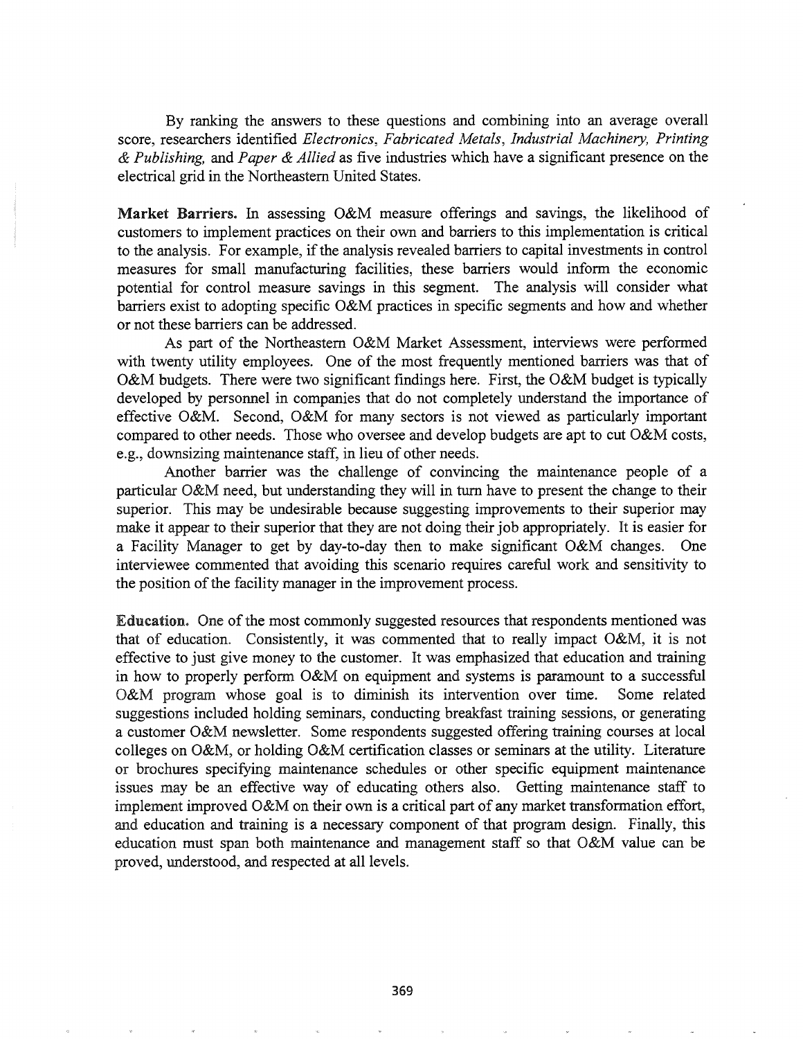By ranking the answers to these questions and combining into an average overall score, researchers identified *Electronics, Fabricated Metals, Industrial Machinery, Printing & Publishing,* and *Paper & Allied* as five industries which have a significant presence on the electrical grid in the Northeastern United States.

**Market Barriers.** In assessing O&M measure offerings and savings, the likelihood of customers to implement practices on their own and barriers to this implementation is critical to the analysis. For example, if the analysis revealed barriers to capital investments in control measures for small manufacturing facilities, these barriers would inform the economic potential for control measure savings in this segment. The analysis will consider what barriers exist to adopting specific O&M practices in specific segments and how and whether or not these barriers can be addressed.

As part of the Northeastern O&M Market Assessment, interviews were performed with twenty utility employees. One of the most frequently mentioned barriers was that of O&M budgets. There were two significant findings here. First, the O&M budget is typically developed by personnel in companies that do not completely understand the importance of effective O&M. Second, O&M for many sectors is not viewed as particularly important compared to other needs. Those who oversee and develop budgets are apt to cut O&M costs, e.g., downsizing maintenance staff, in lieu of other needs.

Another barrier was the challenge of convincing the maintenance people of a particular O&M need, but understanding they will in turn have to present the change to their superior. This may be undesirable because suggesting improvements to their superior may make it appear to their superior that they are not doing their job appropriately. It is easier for a Facility Manager to get by day-to-day then to make significant O&M changes. One interviewee commented that avoiding this scenario requires careful work and sensitivity to the position of the facility manager in the improvement process.

**Education.** One of the most commonly suggested resources that respondents mentioned was that of education. Consistently, it was commented that to really impact O&M, it is not effective to just give money to the customer. It was emphasized that education and training in how to properly perform O&M on equipment and systems is paramount to a successful O&M program whose goal is to diminish its intervention over time. Some related suggestions included holding seminars, conducting breakfast training sessions, or generating a customer O&M newsletter. Some respondents suggested offering training courses at local colleges on O&M, or holding O&M certification classes or seminars at the utility. Literature or brochures specifying maintenance schedules or other specific equipment maintenance issues may be an effective way of educating others also. Getting maintenance staff to implement improved O&M on their own is a critical part of any market transformation effort, and education and training is a necessary component of that program design. Finally, this education must span both maintenance and management staff so that O&M value can be proved, understood, and respected at all levels.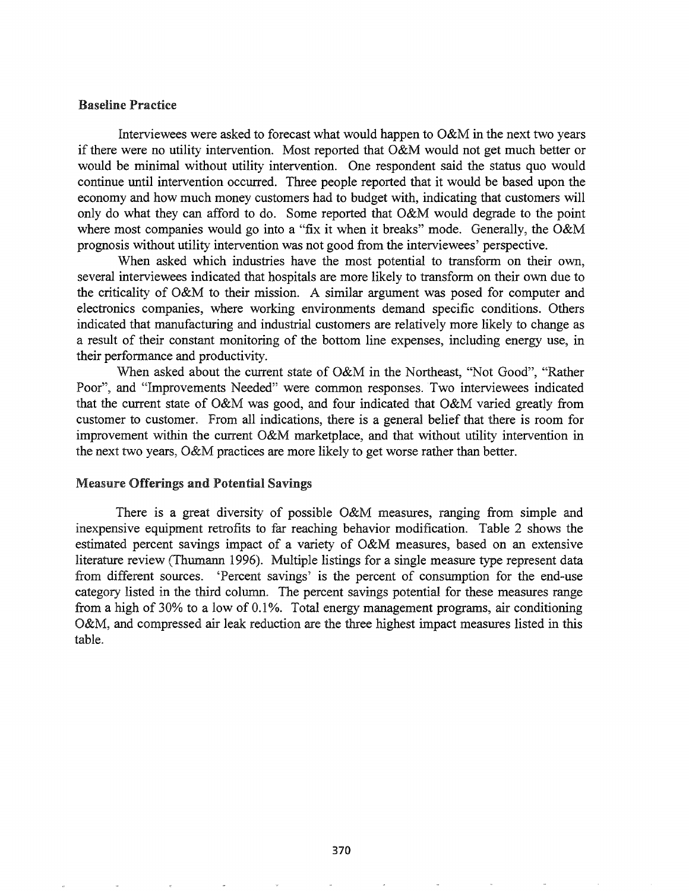### Baseline Practice

Interviewees were asked to forecast what would happen to O&M in the next two years if there were no utility intervention. Most reported that O&M would not get much better or would be minimal without utility intervention. One respondent said the status quo would continue until intervention occurred. Three people reported that it would be based upon the economy and how much money customers had to budget with, indicating that customers will only do what they can afford to do. Some reported that O&M would degrade to the point where most companies would go into a "fix it when it breaks" mode. Generally, the O&M prognosis without utility intervention was not good from the interviewees' perspective.

When asked which industries have the most potential to transform on their own, several interviewees indicated that hospitals are more likely to transform on their own due to the criticality of O&M to their mission. A similar argument was posed for computer and electronics companies, where working environments demand specific conditions. Others indicated that manufacturing and industrial customers are relatively more likely to change as a result of their constant monitoring of the bottom line expenses, including energy use, in their performance and productivity.

When asked about the current state of O&M in the Northeast, "Not Good", "Rather Poor", and "Improvements Needed" were common responses. Two interviewees indicated that the current state of O&M was good, and four indicated that O&M varied greatly from customer to customer. From all indications, there is a general belief that there is room for improvement within the current O&M marketplace, and that without utility intervention in the next two years, O&M practices are more likely to get worse rather than better.

### Measure Offerings and Potential Savings

There is a great diversity of possible O&M measures, ranging from simple and inexpensive equipment retrofits to far reaching behavior modification. Table 2 shows the estimated percent savings impact of a variety of O&M measures, based on an extensive literature review (Thumann 1996). Multiple listings for a single measure type represent data from different sources. 'Percent savings' is the percent of consumption for the end-use category listed in the third column. The percent savings potential for these measures range from a high of 30% to a low of 0.1%. Total energy management programs, air conditioning O&M, and compressed air leak reduction are the three highest impact measures listed in this table.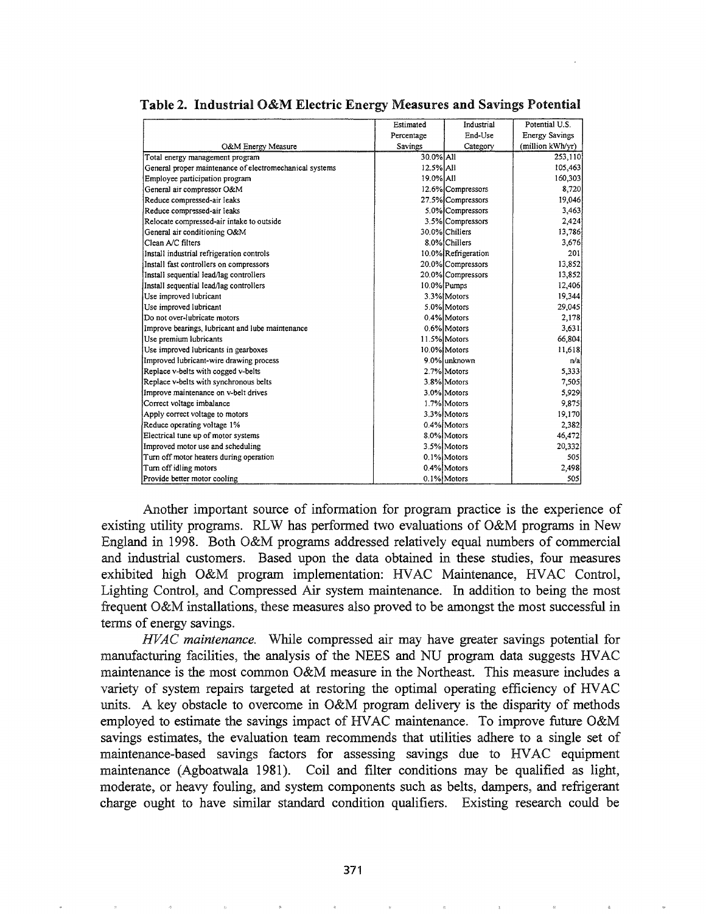**Table 2. Industrial O&M Electric Energy Measures and Savings Potential**

| O&M Energy Measure | Estimated Percentage Savings | Industrial End-Use Category | Potential U.S. Energy Savings (million kWh/yr) |
|---|---|---|---|
| Total energy management program | 30.0% | All | 253,110 |
| General proper maintenance of electromechanical systems | 12.5% | All | 105,463 |
| Employee participation program | 19.0% | All | 160,303 |
| General air compressor O&M | 12.6% | Compressors | 8,720 |
| Reduce compressed-air leaks | 27.5% | Compressors | 19,046 |
| Reduce compressed-air leaks | 5.0% | Compressors | 3,463 |
| Relocate compressed-air intake to outside | 3.5% | Compressors | 2,424 |
| General air conditioning O&M | 30.0% | Chillers | 13,786 |
| Clean A/C filters | 8.0% | Chillers | 3,676 |
| Install industrial refrigeration controls | 10.0% | Refrigeration | 201 |
| Install fast controllers on compressors | 20.0% | Compressors | 13,852 |
| Install sequential lead/lag controllers | 20.0% | Compressors | 13,852 |
| Install sequential lead/lag controllers | 10.0% | Pumps | 12,406 |
| Use improved lubricant | 3.3% | Motors | 19,344 |
| Use improved lubricant | 5.0% | Motors | 29,045 |
| Do not over-lubricate motors | 0.4% | Motors | 2,178 |
| Improve bearings, lubricant and lube maintenance | 0.6% | Motors | 3,631 |
| Use premium lubricants | 11.5% | Motors | 66,804 |
| Use improved lubricants in gearboxes | 10.0% | Motors | 11,618 |
| Improved lubricant-wire drawing process | 9.0% | unknown | n/a |
| Replace v-belts with cogged v-belts | 2.7% | Motors | 5,333 |
| Replace v-belts with synchronous belts | 3.8% | Motors | 7,505 |
| Improve maintenance on v-belt drives | 3.0% | Motors | 5,929 |
| Correct voltage imbalance | 1.7% | Motors | 9,875 |
| Apply correct voltage to motors | 3.3% | Motors | 19,170 |
| Reduce operating voltage 1% | 0.4% | Motors | 2,382 |
| Electrical tune up of motor systems | 8.0% | Motors | 46,472 |
| Improved motor use and scheduling | 3.5% | Motors | 20,332 |
| Turn off motor heaters during operation | 0.1% | Motors | 505 |
| Turn off idling motors | 0.4% | Motors | 2,498 |
| Provide better motor cooling | 0.1% | Motors | 505 |

Another important source of information for program practice is the experience of existing utility programs. RLW has performed two evaluations of O&M programs in New England in 1998. Both O&M programs addressed relatively equal numbers of commercial and industrial customers. Based upon the data obtained in these studies, four measures exhibited high O&M program implementation: HVAC Maintenance, HVAC Control, Lighting Control, and Compressed Air system maintenance. In addition to being the most frequent O&M installations, these measures also proved to be amongst the most successful in terms of energy savings.

*HVAC maintenance.* While compressed air may have greater savings potential for manufacturing facilities, the analysis of the NEES and NU program data suggests HVAC maintenance is the most common O&M measure in the Northeast. This measure includes a variety of system repairs targeted at restoring the optimal operating efficiency of HVAC units. A key obstacle to overcome in O&M program delivery is the disparity of methods employed to estimate the savings impact of HVAC maintenance. To improve future O&M savings estimates, the evaluation team recommends that utilities adhere to a single set of maintenance-based savings factors for assessing savings due to HVAC equipment maintenance (Agboatwala 1981). Coil and filter conditions may be qualified as light, moderate, or heavy fouling, and system components such as belts, dampers, and refrigerant charge ought to have similar standard condition qualifiers. Existing research could be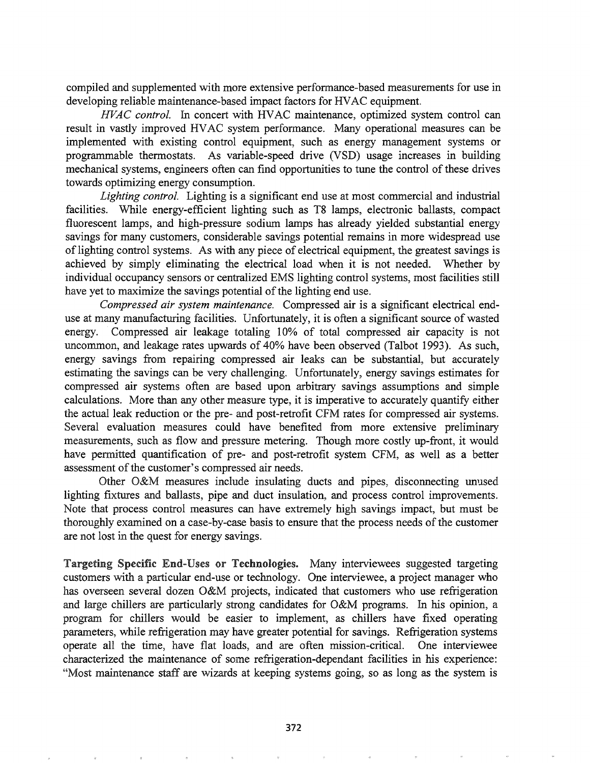compiled and supplemented with more extensive performance-based measurements for use in developing reliable maintenance-based impact factors for HVAC equipment.

*HVAC control.* In concert with HVAC maintenance, optimized system control can result in vastly improved HVAC system performance. Many operational measures can be implemented with existing control equipment, such as energy management systems or programmable thermostats. As variable-speed drive (VSD) usage increases in building mechanical systems, engineers often can find opportunities to tune the control of these drives towards optimizing energy consumption.

*Lighting control.* Lighting is a significant end use at most commercial and industrial facilities. While energy-efficient lighting such as T8 lamps, electronic ballasts, compact fluorescent lamps, and high-pressure sodium lamps has already yielded substantial energy savings for many customers, considerable savings potential remains in more widespread use of lighting control systems. As with any piece of electrical equipment, the greatest savings is achieved by simply eliminating the electrical load when it is not needed. Whether by individual occupancy sensors or centralized EMS lighting control systems, most facilities still have yet to maximize the savings potential of the lighting end use.

*Compressed air system maintenance.* Compressed air is a significant electrical end-use at many manufacturing facilities. Unfortunately, it is often a significant source of wasted energy. Compressed air leakage totaling 10% of total compressed air capacity is not uncommon, and leakage rates upwards of 40% have been observed (Talbot 1993). As such, energy savings from repairing compressed air leaks can be substantial, but accurately estimating the savings can be very challenging. Unfortunately, energy savings estimates for compressed air systems often are based upon arbitrary savings assumptions and simple calculations. More than any other measure type, it is imperative to accurately quantify either the actual leak reduction or the pre- and post-retrofit CFM rates for compressed air systems. Several evaluation measures could have benefited from more extensive preliminary measurements, such as flow and pressure metering. Though more costly up-front, it would have permitted quantification of pre- and post-retrofit system CFM, as well as a better assessment of the customer's compressed air needs.

Other O&M measures include insulating ducts and pipes, disconnecting unused lighting fixtures and ballasts, pipe and duct insulation, and process control improvements. Note that process control measures can have extremely high savings impact, but must be thoroughly examined on a case-by-case basis to ensure that the process needs of the customer are not lost in the quest for energy savings.

**Targeting Specific End-Uses or Technologies.** Many interviewees suggested targeting customers with a particular end-use or technology. One interviewee, a project manager who has overseen several dozen O&M projects, indicated that customers who use refrigeration and large chillers are particularly strong candidates for O&M programs. In his opinion, a program for chillers would be easier to implement, as chillers have fixed operating parameters, while refrigeration may have greater potential for savings. Refrigeration systems operate all the time, have flat loads, and are often mission-critical. One interviewee characterized the maintenance of some refrigeration-dependant facilities in his experience: "Most maintenance staff are wizards at keeping systems going, so as long as the system is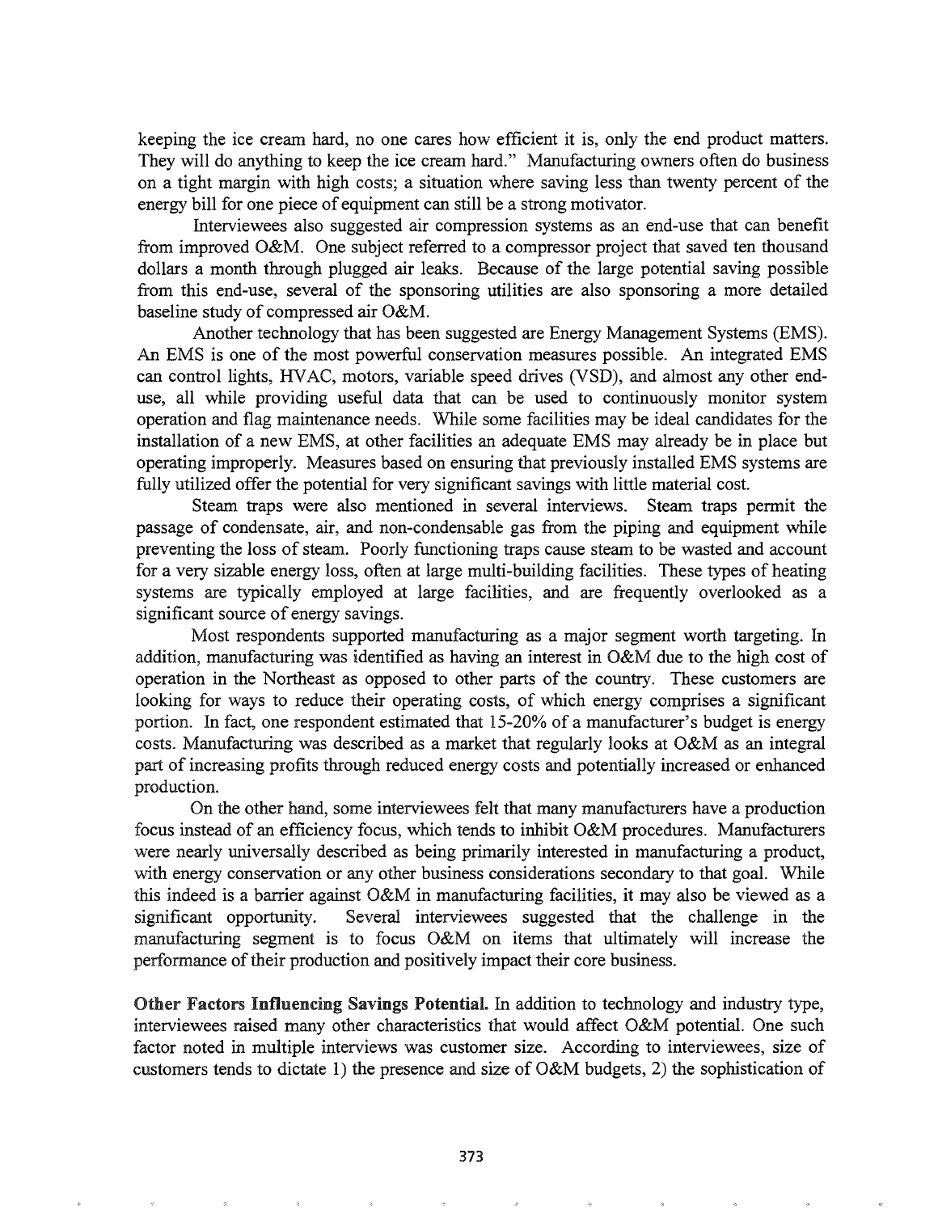keeping the ice cream hard, no one cares how efficient it is, only the end product matters. They will do anything to keep the ice cream hard." Manufacturing owners often do business on a tight margin with high costs; a situation where saving less than twenty percent of the energy bill for one piece of equipment can still be a strong motivator.

Interviewees also suggested air compression systems as an end-use that can benefit from improved O&M. One subject referred to a compressor project that saved ten thousand dollars a month through plugged air leaks. Because of the large potential saving possible from this end-use, several of the sponsoring utilities are also sponsoring a more detailed baseline study of compressed air O&M.

Another technology that has been suggested are Energy Management Systems (EMS). An EMS is one of the most powerful conservation measures possible. An integrated EMS can control lights, HVAC, motors, variable speed drives (VSD), and almost any other end-use, all while providing useful data that can be used to continuously monitor system operation and flag maintenance needs. While some facilities may be ideal candidates for the installation of a new EMS, at other facilities an adequate EMS may already be in place but operating improperly. Measures based on ensuring that previously installed EMS systems are fully utilized offer the potential for very significant savings with little material cost.

Steam traps were also mentioned in several interviews. Steam traps permit the passage of condensate, air, and non-condensable gas from the piping and equipment while preventing the loss of steam. Poorly functioning traps cause steam to be wasted and account for a very sizable energy loss, often at large multi-building facilities. These types of heating systems are typically employed at large facilities, and are frequently overlooked as a significant source of energy savings.

Most respondents supported manufacturing as a major segment worth targeting. In addition, manufacturing was identified as having an interest in O&M due to the high cost of operation in the Northeast as opposed to other parts of the country. These customers are looking for ways to reduce their operating costs, of which energy comprises a significant portion. In fact, one respondent estimated that 15-20% of a manufacturer's budget is energy costs. Manufacturing was described as a market that regularly looks at O&M as an integral part of increasing profits through reduced energy costs and potentially increased or enhanced production.

On the other hand, some interviewees felt that many manufacturers have a production focus instead of an efficiency focus, which tends to inhibit O&M procedures. Manufacturers were nearly universally described as being primarily interested in manufacturing a product, with energy conservation or any other business considerations secondary to that goal. While this indeed is a barrier against O&M in manufacturing facilities, it may also be viewed as a significant opportunity. Several interviewees suggested that the challenge in the manufacturing segment is to focus O&M on items that ultimately will increase the performance of their production and positively impact their core business.

**Other Factors Influencing Savings Potential.** In addition to technology and industry type, interviewees raised many other characteristics that would affect O&M potential. One such factor noted in multiple interviews was customer size. According to interviewees, size of customers tends to dictate 1) the presence and size of O&M budgets, 2) the sophistication of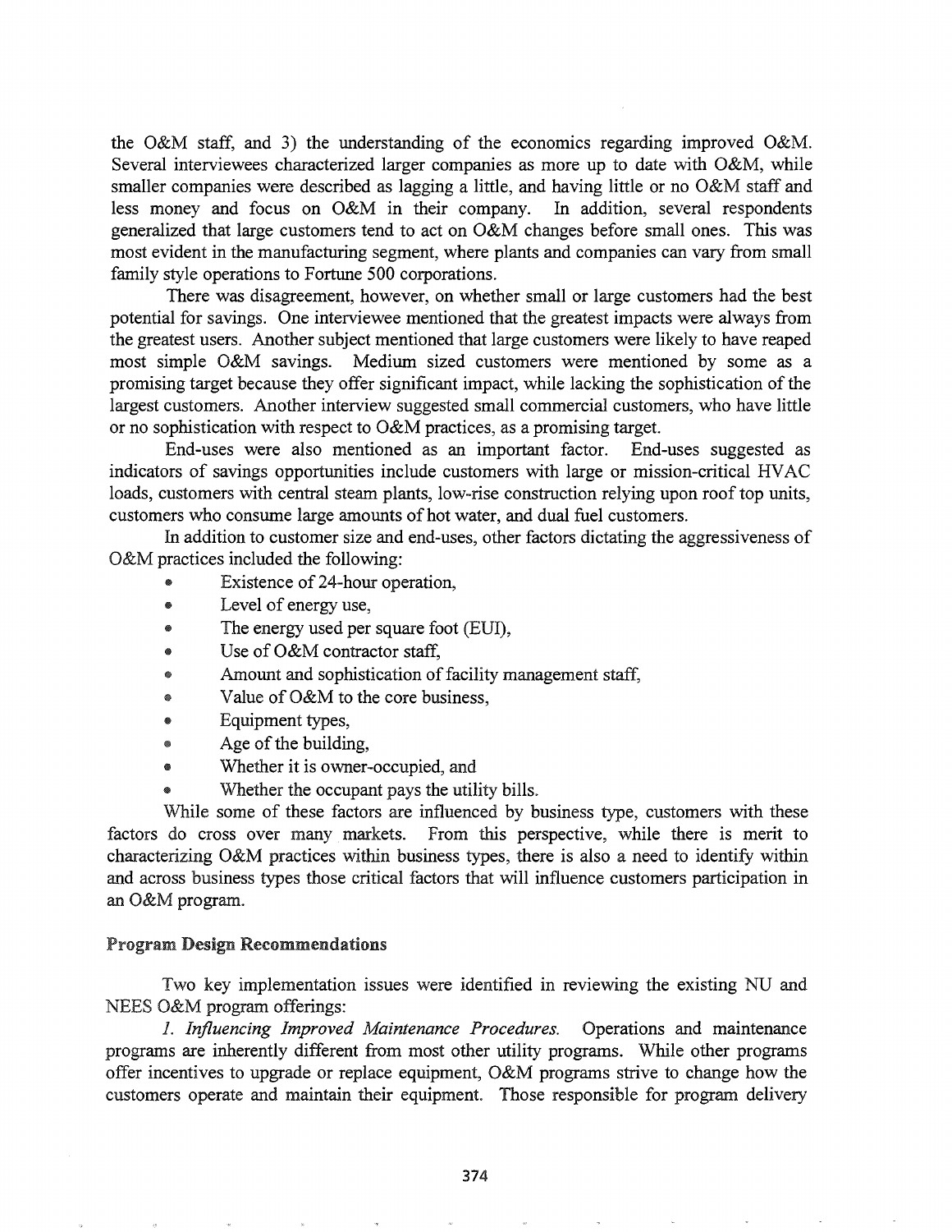the O&M staff, and 3) the understanding of the economics regarding improved O&M. Several interviewees characterized larger companies as more up to date with O&M, while smaller companies were described as lagging a little, and having little or no O&M staff and less money and focus on O&M in their company. In addition, several respondents generalized that large customers tend to act on O&M changes before small ones. This was most evident in the manufacturing segment, where plants and companies can vary from small family style operations to Fortune 500 corporations.

There was disagreement, however, on whether small or large customers had the best potential for savings. One interviewee mentioned that the greatest impacts were always from the greatest users. Another subject mentioned that large customers were likely to have reaped most simple O&M savings. Medium sized customers were mentioned by some as a promising target because they offer significant impact, while lacking the sophistication of the largest customers. Another interview suggested small commercial customers, who have little or no sophistication with respect to O&M practices, as a promising target.

End-uses were also mentioned as an important factor. End-uses suggested as indicators of savings opportunities include customers with large or mission-critical HVAC loads, customers with central steam plants, low-rise construction relying upon roof top units, customers who consume large amounts of hot water, and dual fuel customers.

In addition to customer size and end-uses, other factors dictating the aggressiveness of O&M practices included the following:

- Existence of 24-hour operation,
- Level of energy use,
- The energy used per square foot (EUI),
- Use of O&M contractor staff,
- Amount and sophistication of facility management staff,
- Value of O&M to the core business,
- Equipment types,
- Age of the building,
- Whether it is owner-occupied, and
- Whether the occupant pays the utility bills.

While some of these factors are influenced by business type, customers with these factors do cross over many markets. From this perspective, while there is merit to characterizing O&M practices within business types, there is also a need to identify within and across business types those critical factors that will influence customers participation in an O&M program.

## Program Design Recommendations

Two key implementation issues were identified in reviewing the existing NU and NEES O&M program offerings:

*1. Influencing Improved Maintenance Procedures.* Operations and maintenance programs are inherently different from most other utility programs. While other programs offer incentives to upgrade or replace equipment, O&M programs strive to change how the customers operate and maintain their equipment. Those responsible for program delivery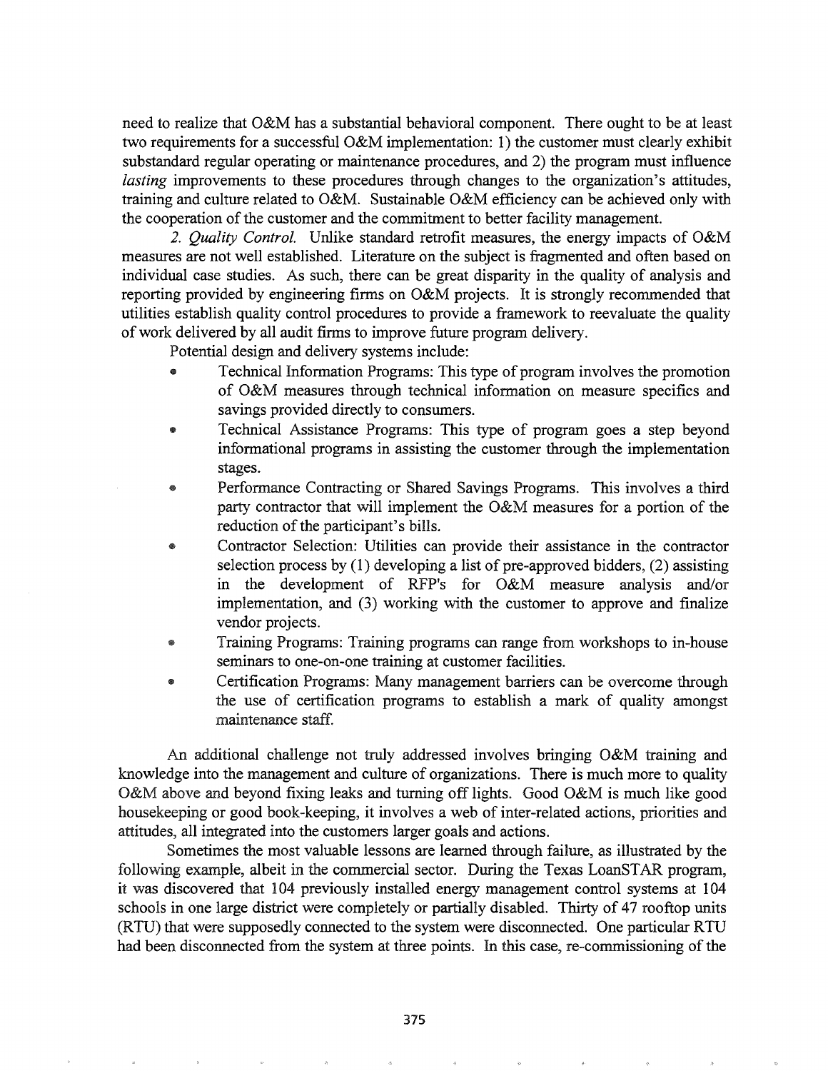need to realize that O&M has a substantial behavioral component. There ought to be at least two requirements for a successful O&M implementation: 1) the customer must clearly exhibit substandard regular operating or maintenance procedures, and 2) the program must influence *lasting* improvements to these procedures through changes to the organization's attitudes, training and culture related to O&M. Sustainable O&M efficiency can be achieved only with the cooperation of the customer and the commitment to better facility management.

*2. Quality Control.* Unlike standard retrofit measures, the energy impacts of O&M measures are not well established. Literature on the subject is fragmented and often based on individual case studies. As such, there can be great disparity in the quality of analysis and reporting provided by engineering firms on O&M projects. It is strongly recommended that utilities establish quality control procedures to provide a framework to reevaluate the quality of work delivered by all audit firms to improve future program delivery.

Potential design and delivery systems include:

- Technical Information Programs: This type of program involves the promotion of O&M measures through technical information on measure specifics and savings provided directly to consumers.
- Technical Assistance Programs: This type of program goes a step beyond informational programs in assisting the customer through the implementation stages.
- Performance Contracting or Shared Savings Programs. This involves a third party contractor that will implement the O&M measures for a portion of the reduction of the participant's bills.
- Contractor Selection: Utilities can provide their assistance in the contractor selection process by (1) developing a list of pre-approved bidders, (2) assisting in the development of RFP's for O&M measure analysis and/or implementation, and (3) working with the customer to approve and finalize vendor projects.
- Training Programs: Training programs can range from workshops to in-house seminars to one-on-one training at customer facilities.
- Certification Programs: Many management barriers can be overcome through the use of certification programs to establish a mark of quality amongst maintenance staff.

An additional challenge not truly addressed involves bringing O&M training and knowledge into the management and culture of organizations. There is much more to quality O&M above and beyond fixing leaks and turning off lights. Good O&M is much like good housekeeping or good book-keeping, it involves a web of inter-related actions, priorities and attitudes, all integrated into the customers larger goals and actions.

Sometimes the most valuable lessons are learned through failure, as illustrated by the following example, albeit in the commercial sector. During the Texas LoanSTAR program, it was discovered that 104 previously installed energy management control systems at 104 schools in one large district were completely or partially disabled. Thirty of 47 rooftop units (RTU) that were supposedly connected to the system were disconnected. One particular RTU had been disconnected from the system at three points. In this case, re-commissioning of the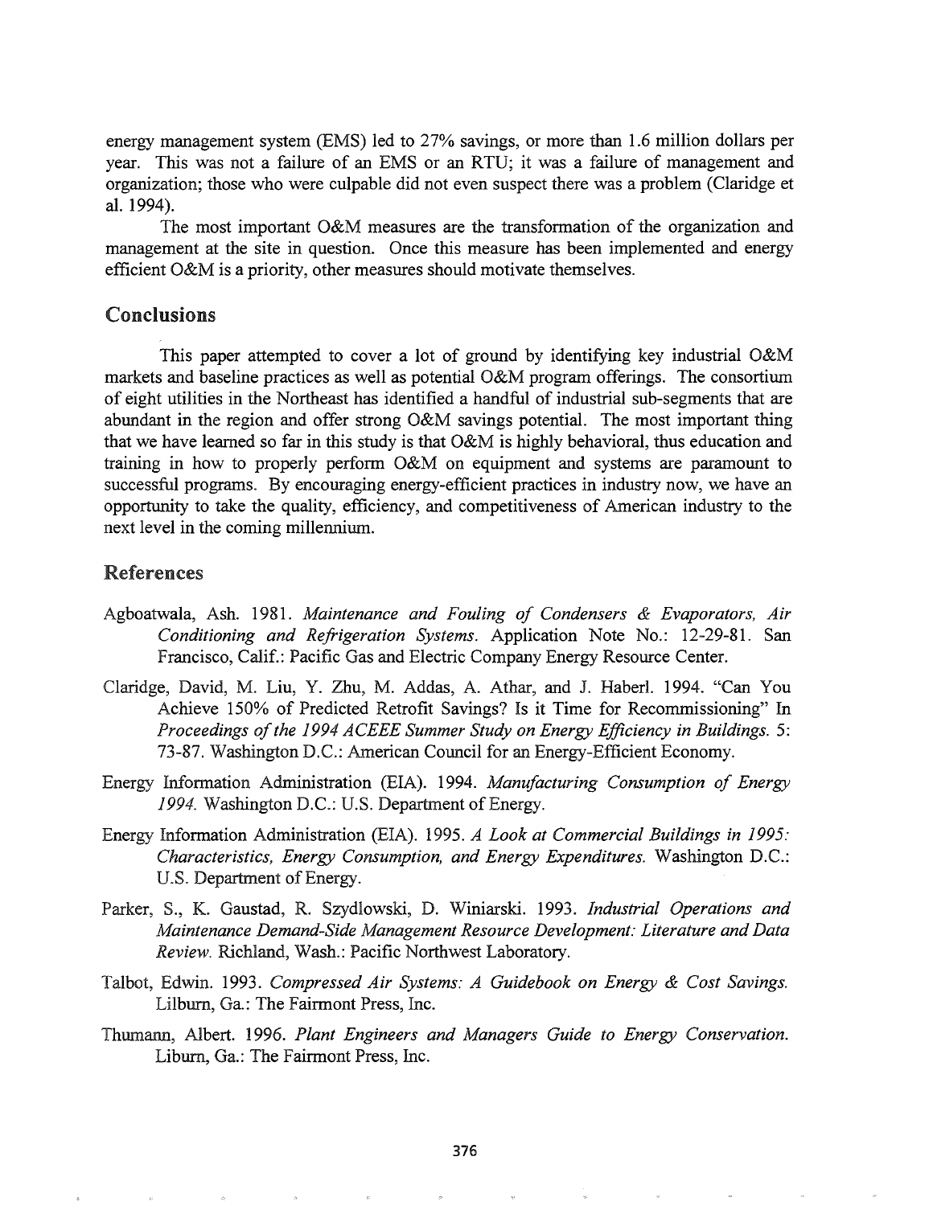energy management system (EMS) led to 27% savings, or more than 1.6 million dollars per year. This was not a failure of an EMS or an RTU; it was a failure of management and organization; those who were culpable did not even suspect there was a problem (Claridge et al. 1994).

The most important O&M measures are the transformation of the organization and management at the site in question. Once this measure has been implemented and energy efficient O&M is a priority, other measures should motivate themselves.

## Conclusions

This paper attempted to cover a lot of ground by identifying key industrial O&M markets and baseline practices as well as potential O&M program offerings. The consortium of eight utilities in the Northeast has identified a handful of industrial sub-segments that are abundant in the region and offer strong O&M savings potential. The most important thing that we have learned so far in this study is that O&M is highly behavioral, thus education and training in how to properly perform O&M on equipment and systems are paramount to successful programs. By encouraging energy-efficient practices in industry now, we have an opportunity to take the quality, efficiency, and competitiveness of American industry to the next level in the coming millennium.

## References

Agboatwala, Ash. 1981. *Maintenance and Fouling of Condensers & Evaporators, Air Conditioning and Refrigeration Systems.* Application Note No.: 12-29-81. San Francisco, Calif.: Pacific Gas and Electric Company Energy Resource Center.

Claridge, David, M. Liu, Y. Zhu, M. Addas, A. Athar, and J. Haberl. 1994. "Can You Achieve 150% of Predicted Retrofit Savings? Is it Time for Recommissioning" In *Proceedings of the 1994 ACEEE Summer Study on Energy Efficiency in Buildings.* 5: 73-87. Washington D.C.: American Council for an Energy-Efficient Economy.

Energy Information Administration (EIA). 1994. *Manufacturing Consumption of Energy 1994.* Washington D.C.: U.S. Department of Energy.

Energy Information Administration (EIA). 1995. *A Look at Commercial Buildings in 1995: Characteristics, Energy Consumption, and Energy Expenditures.* Washington D.C.: U.S. Department of Energy.

Parker, S., K. Gaustad, R. Szydlowski, D. Winiarski. 1993. *Industrial Operations and Maintenance Demand-Side Management Resource Development: Literature and Data Review.* Richland, Wash.: Pacific Northwest Laboratory.

Talbot, Edwin. 1993. *Compressed Air Systems: A Guidebook on Energy & Cost Savings.* Lilburn, Ga.: The Fairmont Press, Inc.

Thumann, Albert. 1996. *Plant Engineers and Managers Guide to Energy Conservation.* Liburn, Ga.: The Fairmont Press, Inc.